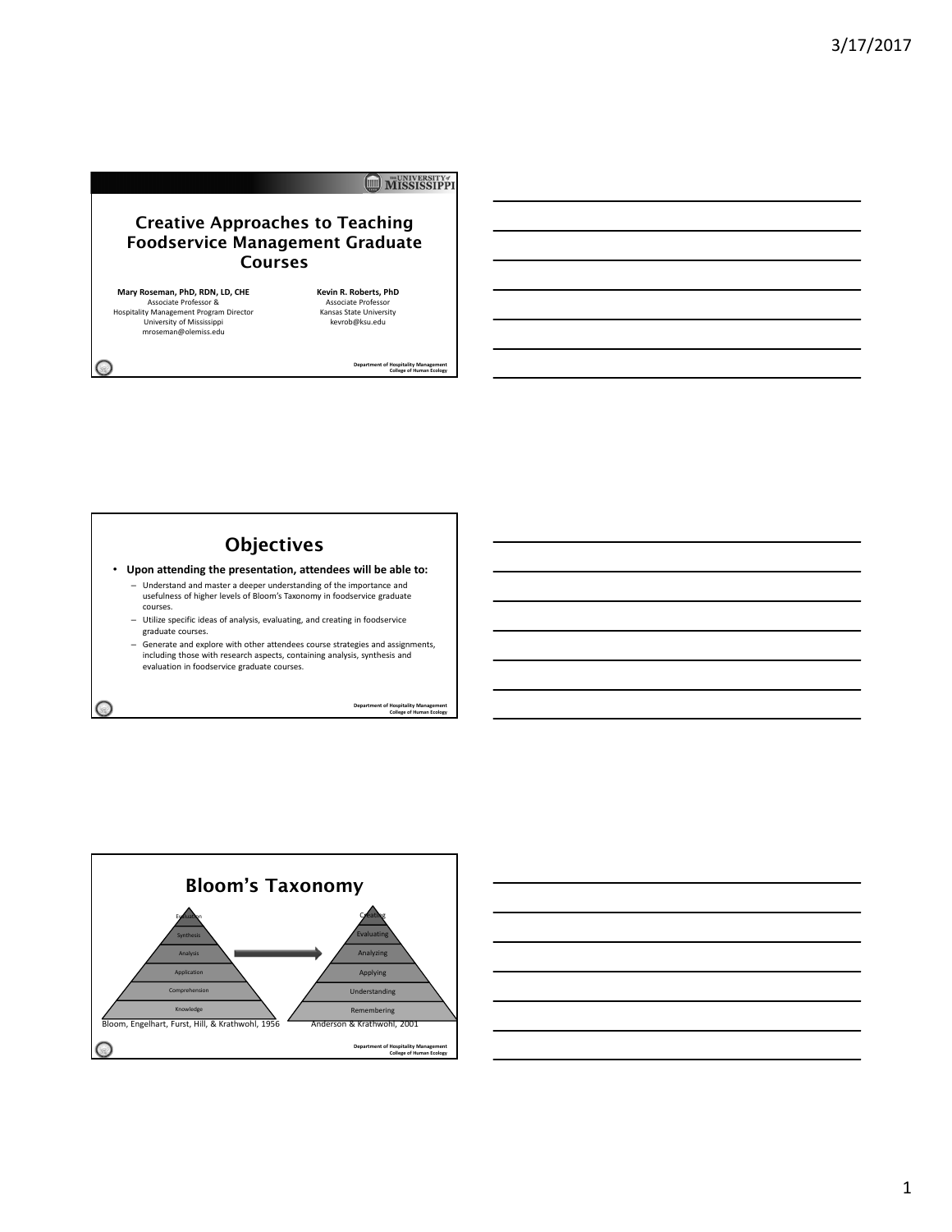# Creative Approaches to Teaching Foodservice Management Graduate Courses

**Mary Roseman, PhD, RDN, LD, CHE**
Associate Professor &
Hospitality Management Program Director
University of Mississippi
mroseman@olemiss.edu

**Kevin R. Roberts, PhD**
Associate Professor
Kansas State University
kevrob@ksu.edu

Department of Hospitality Management
College of Human Ecology

## Objectives

- **Upon attending the presentation, attendees will be able to:**
  - Understand and master a deeper understanding of the importance and usefulness of higher levels of Bloom's Taxonomy in foodservice graduate courses.
  - Utilize specific ideas of analysis, evaluating, and creating in foodservice graduate courses.
  - Generate and explore with other attendees course strategies and assignments, including those with research aspects, containing analysis, synthesis and evaluation in foodservice graduate courses.

Department of Hospitality Management
College of Human Ecology

## Bloom's Taxonomy

| Bloom, Engelhart, Furst, Hill, & Krathwohl, 1956 | Anderson & Krathwohl, 2001 |
| --- | --- |
| Evaluation | Creating |
| Synthesis | Evaluating |
| Analysis | Analyzing |
| Application | Applying |
| Comprehension | Understanding |
| Knowledge | Remembering |

Department of Hospitality Management
College of Human Ecology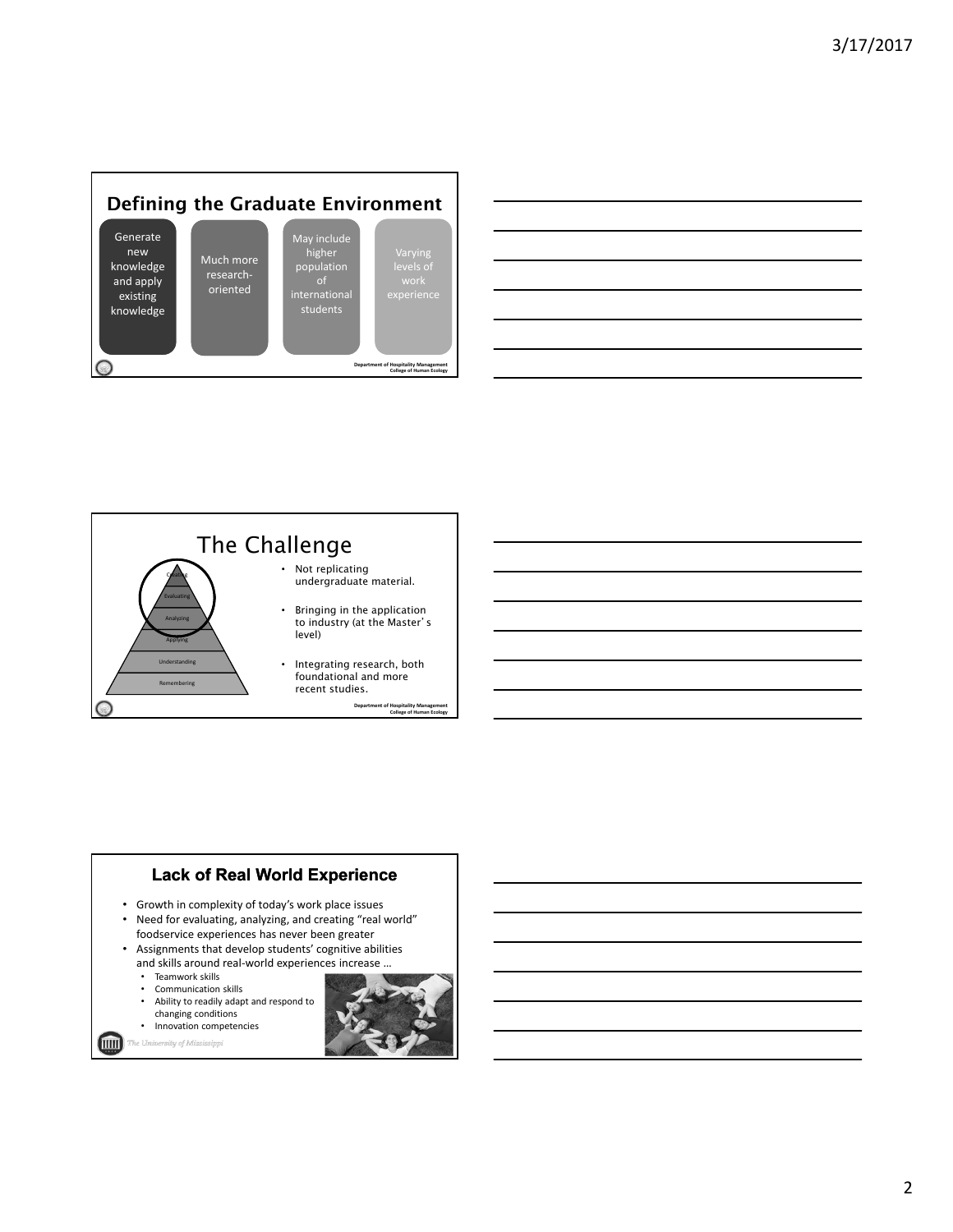## Defining the Graduate Environment

- Generate new knowledge and apply existing knowledge
- Much more research-oriented
- May include higher population of international students
- Varying levels of work experience

Department of Hospitality Management
College of Human Ecology

## The Challenge

Creating
Evaluating
Analyzing
Applying
Understanding
Remembering

- Not replicating undergraduate material.
- Bringing in the application to industry (at the Master's level)
- Integrating research, both foundational and more recent studies.

Department of Hospitality Management
College of Human Ecology

## Lack of Real World Experience

- Growth in complexity of today's work place issues
- Need for evaluating, analyzing, and creating "real world" foodservice experiences has never been greater
- Assignments that develop students' cognitive abilities and skills around real-world experiences increase …
  - Teamwork skills
  - Communication skills
  - Ability to readily adapt and respond to changing conditions
  - Innovation competencies

*The University of Mississippi*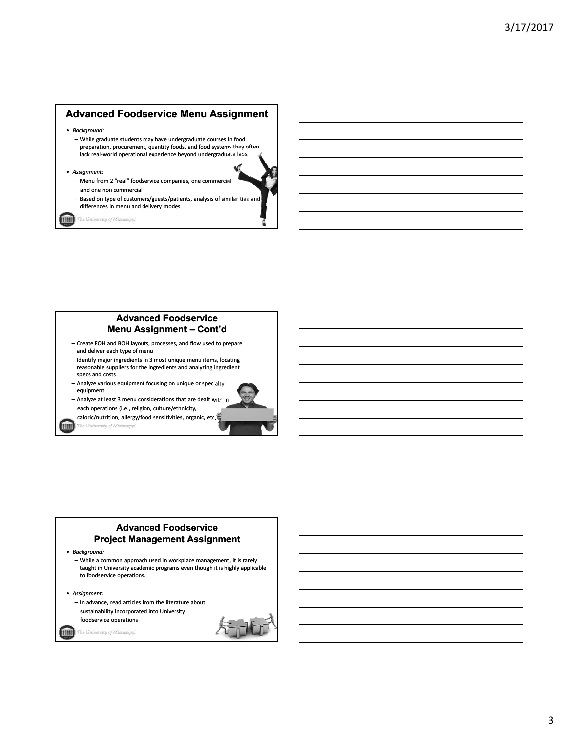## Advanced Foodservice Menu Assignment

- *Background:*
  - While graduate students may have undergraduate courses in food preparation, procurement, quantity foods, and food systems they often lack real-world operational experience beyond undergraduate labs.
- *Assignment:*
  - Menu from 2 "real" foodservice companies, one commercial and one non commercial
  - Based on type of customers/guests/patients, analysis of similarities and differences in menu and delivery modes

The University of Mississippi

## Advanced Foodservice Menu Assignment – Cont'd

- Create FOH and BOH layouts, processes, and flow used to prepare and deliver each type of menu
- Identify major ingredients in 3 most unique menu items, locating reasonable suppliers for the ingredients and analyzing ingredient specs and costs
- Analyze various equipment focusing on unique or specialty equipment
- Analyze at least 3 menu considerations that are dealt with in each operations (i.e., religion, culture/ethnicity, caloric/nutrition, allergy/food sensitivities, organic, etc.

The University of Mississippi

## Advanced Foodservice Project Management Assignment

- *Background:*
  - While a common approach used in workplace management, it is rarely taught in University academic programs even though it is highly applicable to foodservice operations.
- *Assignment:*
  - In advance, read articles from the literature about sustainability incorporated into University foodservice operations

The University of Mississippi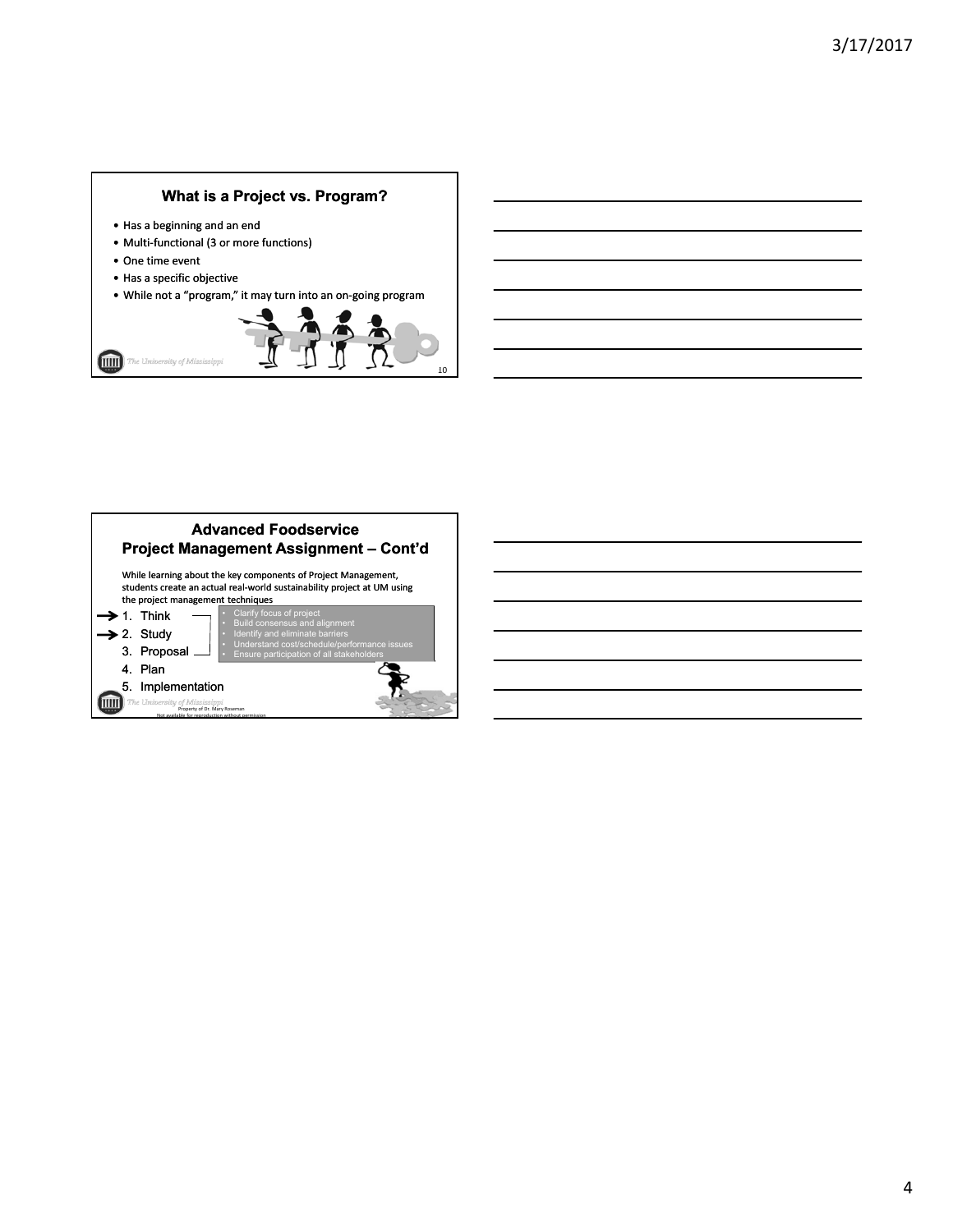## What is a Project vs. Program?

- Has a beginning and an end
- Multi-functional (3 or more functions)
- One time event
- Has a specific objective
- While not a "program," it may turn into an on-going program

The University of Mississippi

## Advanced Foodservice Project Management Assignment – Cont'd

While learning about the key components of Project Management, students create an actual real-world sustainability project at UM using the project management techniques

→ 1. Think
→ 2. Study
3. Proposal
4. Plan
5. Implementation

- Clarify focus of project
- Build consensus and alignment
- Identify and eliminate barriers
- Understand cost/schedule/performance issues
- Ensure participation of all stakeholders

The University of Mississippi

Property of Dr. Mary Roseman
Not available for reproduction without permission